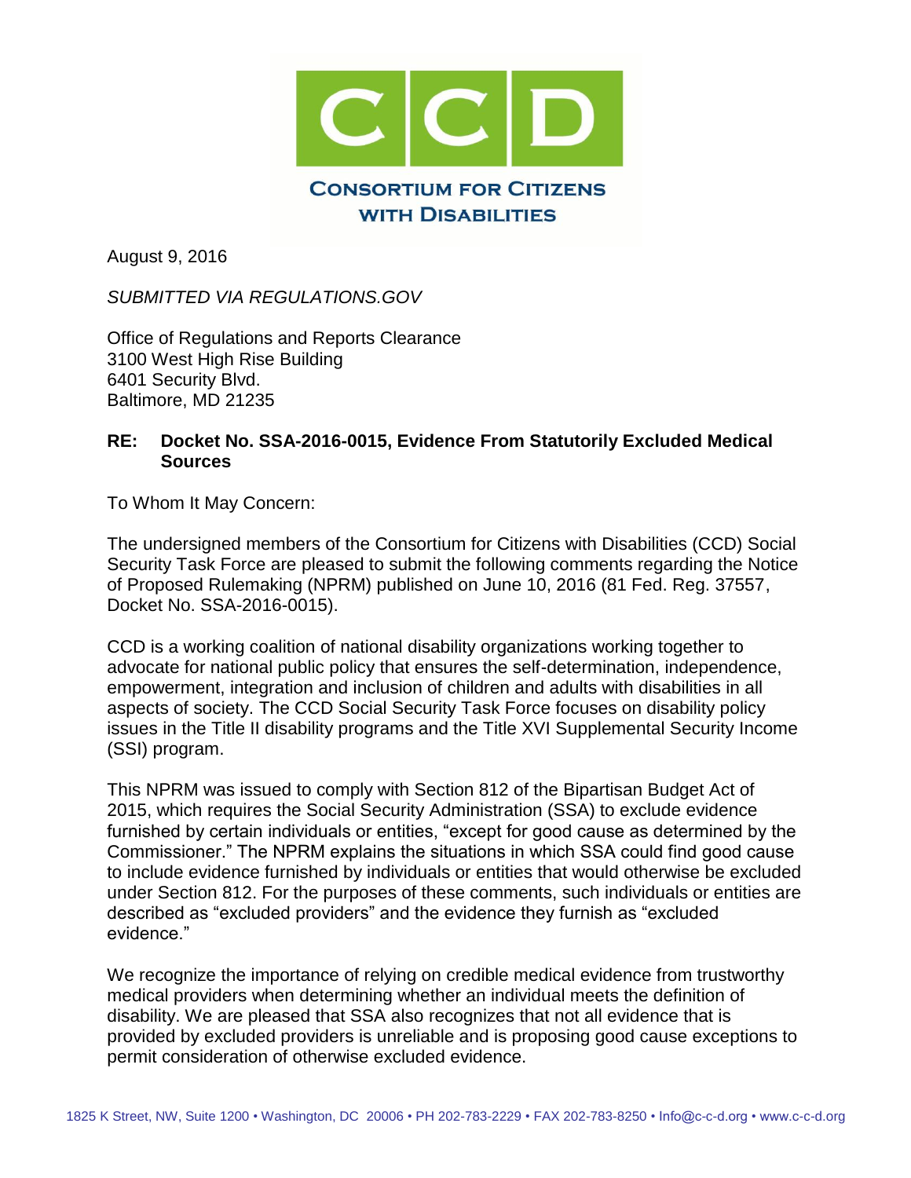**CONSORTIUM FOR CITIZENS WITH DISABILITIES**

August 9, 2016

*SUBMITTED VIA REGULATIONS.GOV*

Office of Regulations and Reports Clearance
3100 West High Rise Building
6401 Security Blvd.
Baltimore, MD 21235

**RE: Docket No. SSA-2016-0015, Evidence From Statutorily Excluded Medical Sources**

To Whom It May Concern:

The undersigned members of the Consortium for Citizens with Disabilities (CCD) Social Security Task Force are pleased to submit the following comments regarding the Notice of Proposed Rulemaking (NPRM) published on June 10, 2016 (81 Fed. Reg. 37557, Docket No. SSA-2016-0015).

CCD is a working coalition of national disability organizations working together to advocate for national public policy that ensures the self-determination, independence, empowerment, integration and inclusion of children and adults with disabilities in all aspects of society. The CCD Social Security Task Force focuses on disability policy issues in the Title II disability programs and the Title XVI Supplemental Security Income (SSI) program.

This NPRM was issued to comply with Section 812 of the Bipartisan Budget Act of 2015, which requires the Social Security Administration (SSA) to exclude evidence furnished by certain individuals or entities, "except for good cause as determined by the Commissioner." The NPRM explains the situations in which SSA could find good cause to include evidence furnished by individuals or entities that would otherwise be excluded under Section 812. For the purposes of these comments, such individuals or entities are described as "excluded providers" and the evidence they furnish as "excluded evidence."

We recognize the importance of relying on credible medical evidence from trustworthy medical providers when determining whether an individual meets the definition of disability. We are pleased that SSA also recognizes that not all evidence that is provided by excluded providers is unreliable and is proposing good cause exceptions to permit consideration of otherwise excluded evidence.

1825 K Street, NW, Suite 1200 • Washington, DC 20006 • PH 202-783-2229 • FAX 202-783-8250 • Info@c-c-d.org • www.c-c-d.org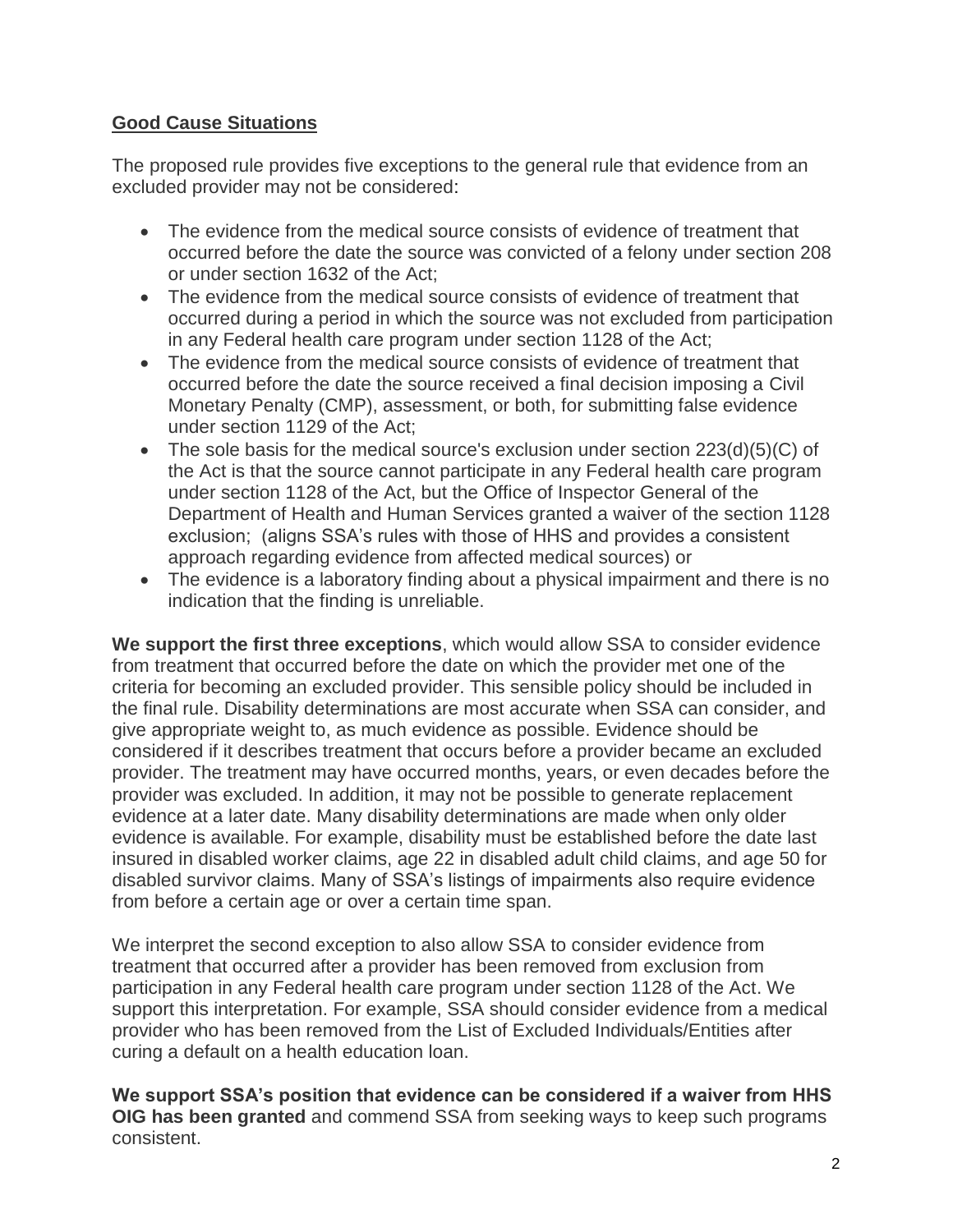**Good Cause Situations**

The proposed rule provides five exceptions to the general rule that evidence from an excluded provider may not be considered:

- The evidence from the medical source consists of evidence of treatment that occurred before the date the source was convicted of a felony under section 208 or under section 1632 of the Act;
- The evidence from the medical source consists of evidence of treatment that occurred during a period in which the source was not excluded from participation in any Federal health care program under section 1128 of the Act;
- The evidence from the medical source consists of evidence of treatment that occurred before the date the source received a final decision imposing a Civil Monetary Penalty (CMP), assessment, or both, for submitting false evidence under section 1129 of the Act;
- The sole basis for the medical source's exclusion under section 223(d)(5)(C) of the Act is that the source cannot participate in any Federal health care program under section 1128 of the Act, but the Office of Inspector General of the Department of Health and Human Services granted a waiver of the section 1128 exclusion; (aligns SSA's rules with those of HHS and provides a consistent approach regarding evidence from affected medical sources) or
- The evidence is a laboratory finding about a physical impairment and there is no indication that the finding is unreliable.

**We support the first three exceptions**, which would allow SSA to consider evidence from treatment that occurred before the date on which the provider met one of the criteria for becoming an excluded provider. This sensible policy should be included in the final rule. Disability determinations are most accurate when SSA can consider, and give appropriate weight to, as much evidence as possible. Evidence should be considered if it describes treatment that occurs before a provider became an excluded provider. The treatment may have occurred months, years, or even decades before the provider was excluded. In addition, it may not be possible to generate replacement evidence at a later date. Many disability determinations are made when only older evidence is available. For example, disability must be established before the date last insured in disabled worker claims, age 22 in disabled adult child claims, and age 50 for disabled survivor claims. Many of SSA's listings of impairments also require evidence from before a certain age or over a certain time span.

We interpret the second exception to also allow SSA to consider evidence from treatment that occurred after a provider has been removed from exclusion from participation in any Federal health care program under section 1128 of the Act. We support this interpretation. For example, SSA should consider evidence from a medical provider who has been removed from the List of Excluded Individuals/Entities after curing a default on a health education loan.

**We support SSA's position that evidence can be considered if a waiver from HHS OIG has been granted** and commend SSA from seeking ways to keep such programs consistent.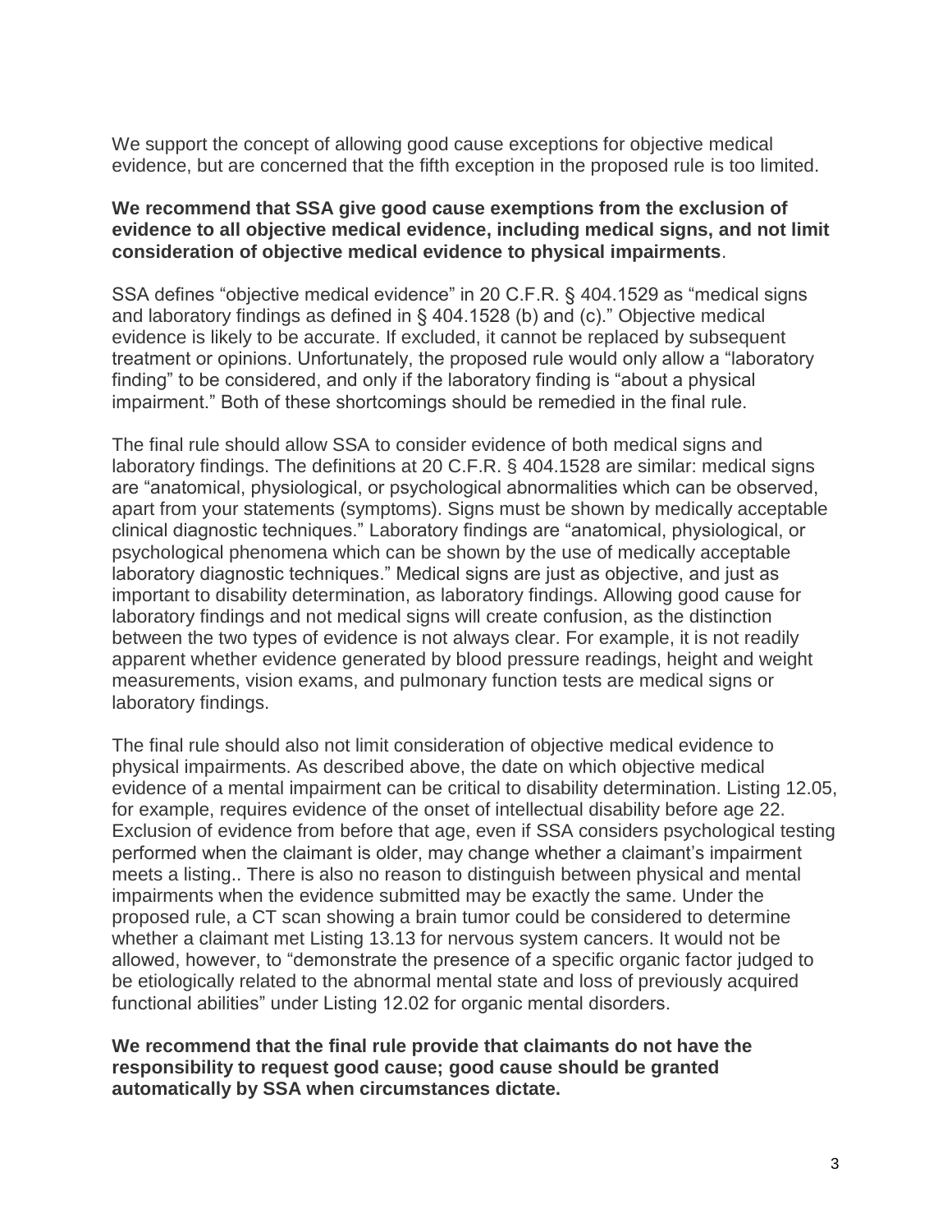We support the concept of allowing good cause exceptions for objective medical evidence, but are concerned that the fifth exception in the proposed rule is too limited.

**We recommend that SSA give good cause exemptions from the exclusion of evidence to all objective medical evidence, including medical signs, and not limit consideration of objective medical evidence to physical impairments**.

SSA defines "objective medical evidence" in 20 C.F.R. § 404.1529 as "medical signs and laboratory findings as defined in § 404.1528 (b) and (c)." Objective medical evidence is likely to be accurate. If excluded, it cannot be replaced by subsequent treatment or opinions. Unfortunately, the proposed rule would only allow a "laboratory finding" to be considered, and only if the laboratory finding is "about a physical impairment." Both of these shortcomings should be remedied in the final rule.

The final rule should allow SSA to consider evidence of both medical signs and laboratory findings. The definitions at 20 C.F.R. § 404.1528 are similar: medical signs are "anatomical, physiological, or psychological abnormalities which can be observed, apart from your statements (symptoms). Signs must be shown by medically acceptable clinical diagnostic techniques." Laboratory findings are "anatomical, physiological, or psychological phenomena which can be shown by the use of medically acceptable laboratory diagnostic techniques." Medical signs are just as objective, and just as important to disability determination, as laboratory findings. Allowing good cause for laboratory findings and not medical signs will create confusion, as the distinction between the two types of evidence is not always clear. For example, it is not readily apparent whether evidence generated by blood pressure readings, height and weight measurements, vision exams, and pulmonary function tests are medical signs or laboratory findings.

The final rule should also not limit consideration of objective medical evidence to physical impairments. As described above, the date on which objective medical evidence of a mental impairment can be critical to disability determination. Listing 12.05, for example, requires evidence of the onset of intellectual disability before age 22. Exclusion of evidence from before that age, even if SSA considers psychological testing performed when the claimant is older, may change whether a claimant's impairment meets a listing.. There is also no reason to distinguish between physical and mental impairments when the evidence submitted may be exactly the same. Under the proposed rule, a CT scan showing a brain tumor could be considered to determine whether a claimant met Listing 13.13 for nervous system cancers. It would not be allowed, however, to "demonstrate the presence of a specific organic factor judged to be etiologically related to the abnormal mental state and loss of previously acquired functional abilities" under Listing 12.02 for organic mental disorders.

**We recommend that the final rule provide that claimants do not have the responsibility to request good cause; good cause should be granted automatically by SSA when circumstances dictate.**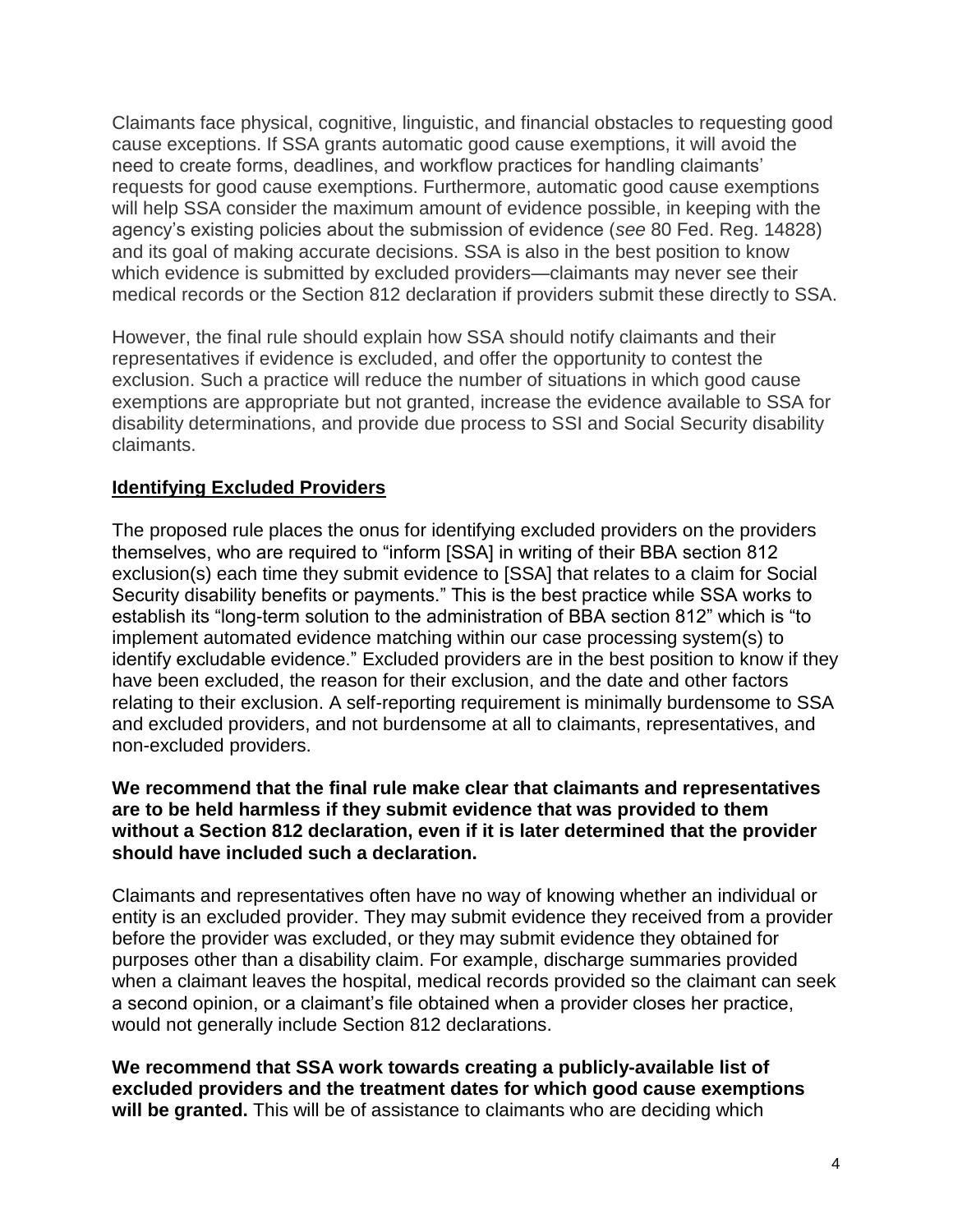Claimants face physical, cognitive, linguistic, and financial obstacles to requesting good cause exceptions. If SSA grants automatic good cause exemptions, it will avoid the need to create forms, deadlines, and workflow practices for handling claimants' requests for good cause exemptions. Furthermore, automatic good cause exemptions will help SSA consider the maximum amount of evidence possible, in keeping with the agency's existing policies about the submission of evidence (*see* 80 Fed. Reg. 14828) and its goal of making accurate decisions. SSA is also in the best position to know which evidence is submitted by excluded providers—claimants may never see their medical records or the Section 812 declaration if providers submit these directly to SSA.

However, the final rule should explain how SSA should notify claimants and their representatives if evidence is excluded, and offer the opportunity to contest the exclusion. Such a practice will reduce the number of situations in which good cause exemptions are appropriate but not granted, increase the evidence available to SSA for disability determinations, and provide due process to SSI and Social Security disability claimants.

**Identifying Excluded Providers**

The proposed rule places the onus for identifying excluded providers on the providers themselves, who are required to "inform [SSA] in writing of their BBA section 812 exclusion(s) each time they submit evidence to [SSA] that relates to a claim for Social Security disability benefits or payments." This is the best practice while SSA works to establish its "long-term solution to the administration of BBA section 812" which is "to implement automated evidence matching within our case processing system(s) to identify excludable evidence." Excluded providers are in the best position to know if they have been excluded, the reason for their exclusion, and the date and other factors relating to their exclusion. A self-reporting requirement is minimally burdensome to SSA and excluded providers, and not burdensome at all to claimants, representatives, and non-excluded providers.

**We recommend that the final rule make clear that claimants and representatives are to be held harmless if they submit evidence that was provided to them without a Section 812 declaration, even if it is later determined that the provider should have included such a declaration.**

Claimants and representatives often have no way of knowing whether an individual or entity is an excluded provider. They may submit evidence they received from a provider before the provider was excluded, or they may submit evidence they obtained for purposes other than a disability claim. For example, discharge summaries provided when a claimant leaves the hospital, medical records provided so the claimant can seek a second opinion, or a claimant's file obtained when a provider closes her practice, would not generally include Section 812 declarations.

**We recommend that SSA work towards creating a publicly-available list of excluded providers and the treatment dates for which good cause exemptions will be granted.** This will be of assistance to claimants who are deciding which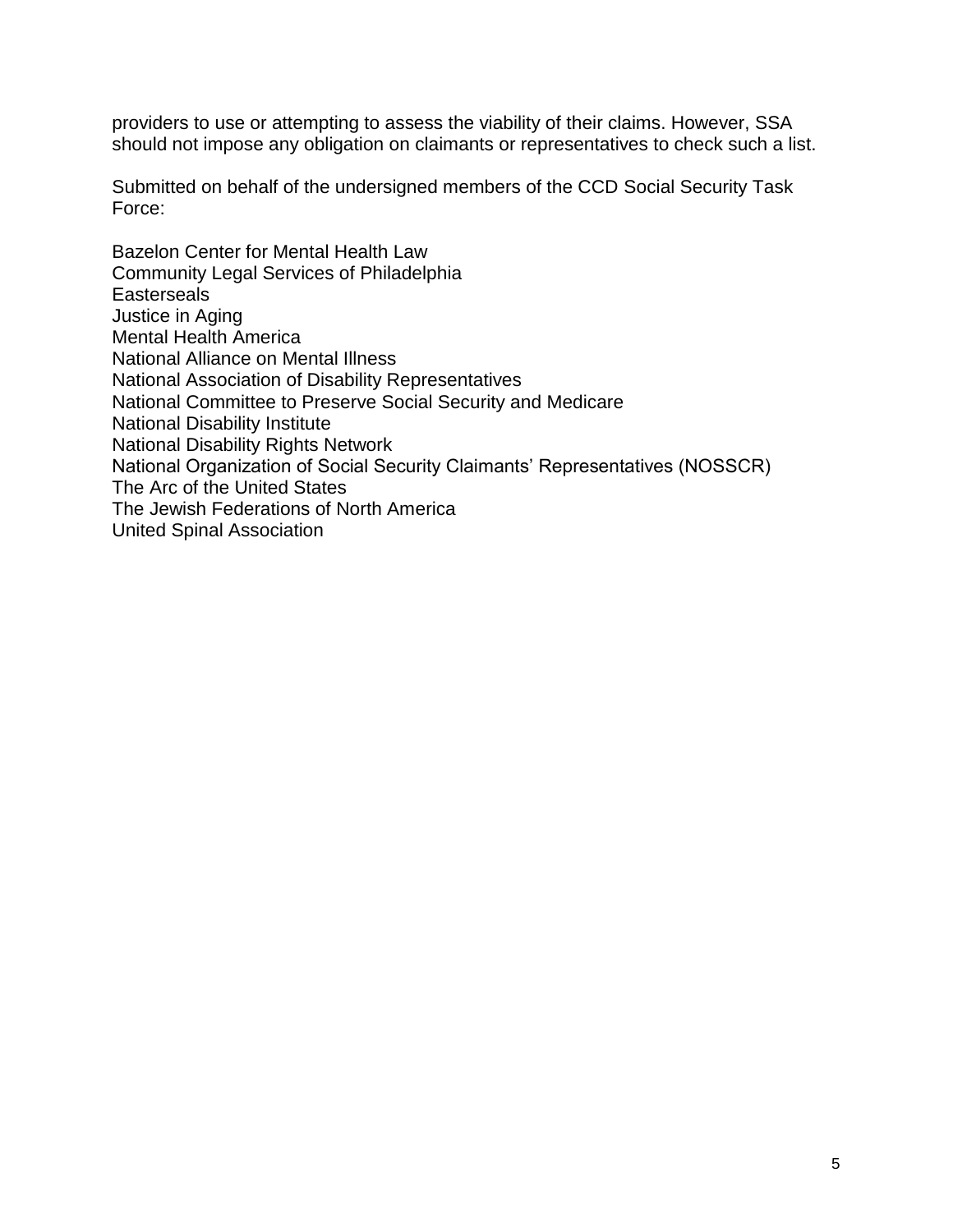providers to use or attempting to assess the viability of their claims. However, SSA should not impose any obligation on claimants or representatives to check such a list.

Submitted on behalf of the undersigned members of the CCD Social Security Task Force:

Bazelon Center for Mental Health Law
Community Legal Services of Philadelphia
Easterseals
Justice in Aging
Mental Health America
National Alliance on Mental Illness
National Association of Disability Representatives
National Committee to Preserve Social Security and Medicare
National Disability Institute
National Disability Rights Network
National Organization of Social Security Claimants' Representatives (NOSSCR)
The Arc of the United States
The Jewish Federations of North America
United Spinal Association